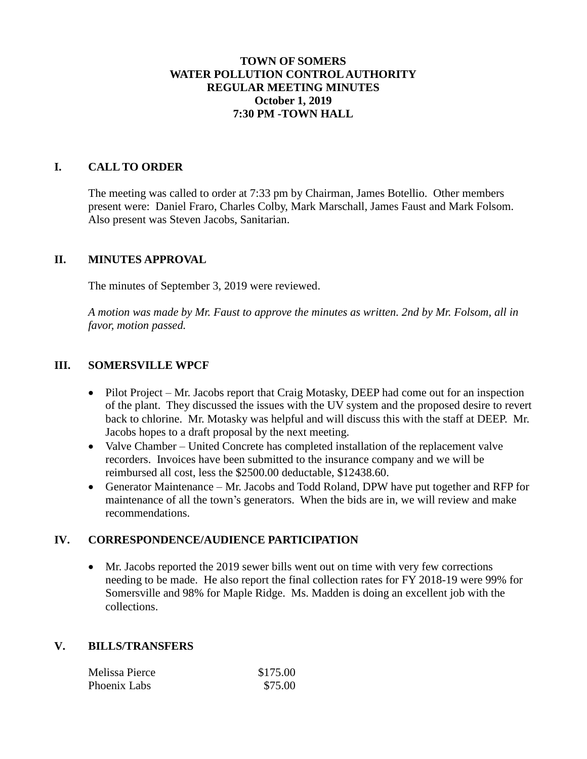**TOWN OF SOMERS**
**WATER POLLUTION CONTROL AUTHORITY**
**REGULAR MEETING MINUTES**
**October 1, 2019**
**7:30 PM -TOWN HALL**

## I. CALL TO ORDER

The meeting was called to order at 7:33 pm by Chairman, James Botellio. Other members present were: Daniel Fraro, Charles Colby, Mark Marschall, James Faust and Mark Folsom. Also present was Steven Jacobs, Sanitarian.

## II. MINUTES APPROVAL

The minutes of September 3, 2019 were reviewed.

*A motion was made by Mr. Faust to approve the minutes as written. 2nd by Mr. Folsom, all in favor, motion passed.*

## III. SOMERSVILLE WPCF

- Pilot Project – Mr. Jacobs report that Craig Motasky, DEEP had come out for an inspection of the plant. They discussed the issues with the UV system and the proposed desire to revert back to chlorine. Mr. Motasky was helpful and will discuss this with the staff at DEEP. Mr. Jacobs hopes to a draft proposal by the next meeting.
- Valve Chamber – United Concrete has completed installation of the replacement valve recorders. Invoices have been submitted to the insurance company and we will be reimbursed all cost, less the $2500.00 deductable, $12438.60.
- Generator Maintenance – Mr. Jacobs and Todd Roland, DPW have put together and RFP for maintenance of all the town's generators. When the bids are in, we will review and make recommendations.

## IV. CORRESPONDENCE/AUDIENCE PARTICIPATION

- Mr. Jacobs reported the 2019 sewer bills went out on time with very few corrections needing to be made. He also report the final collection rates for FY 2018-19 were 99% for Somersville and 98% for Maple Ridge. Ms. Madden is doing an excellent job with the collections.

## V. BILLS/TRANSFERS

| | |
|---|---:|
| Melissa Pierce | $175.00 |
| Phoenix Labs | $75.00 |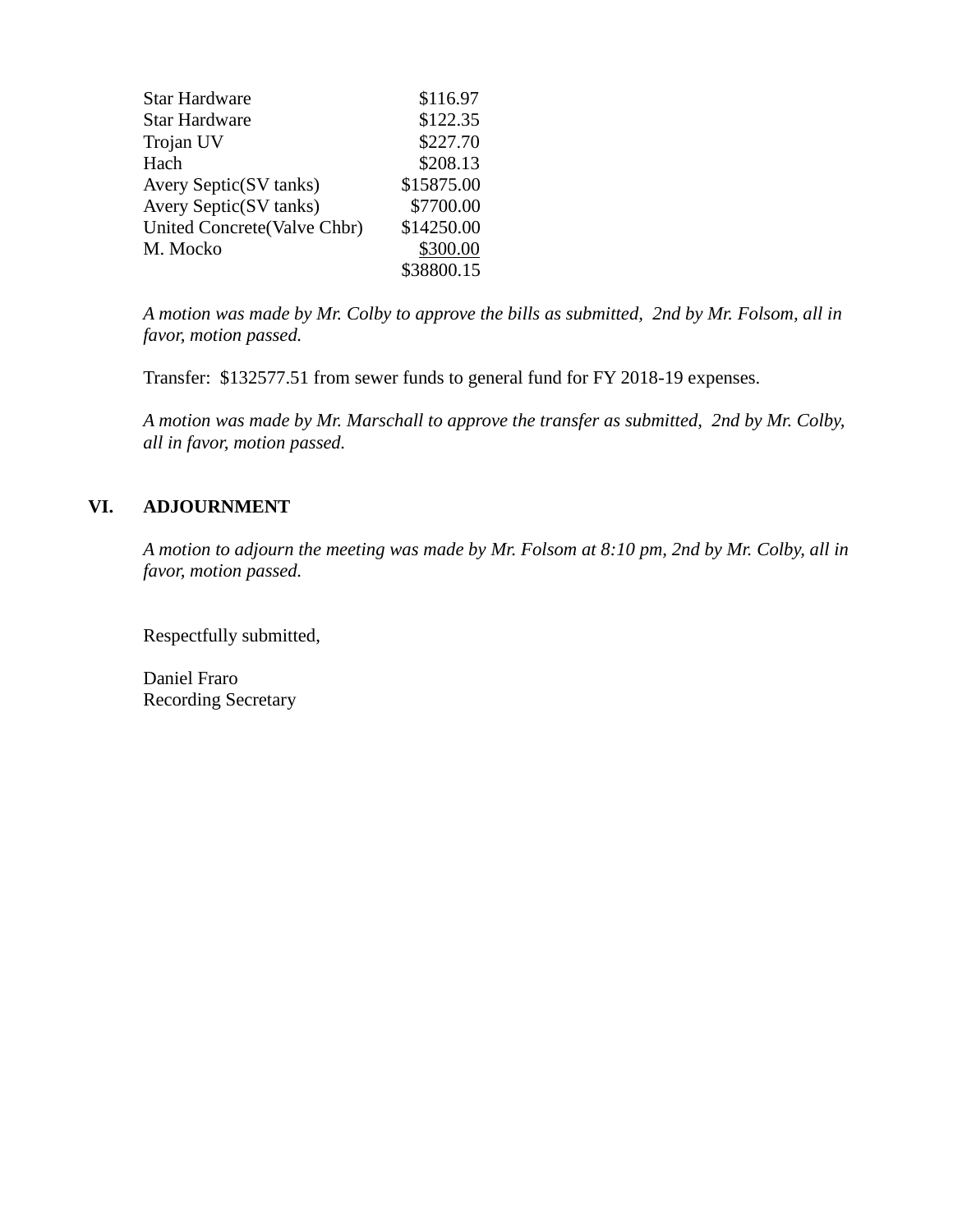| | |
|---|---|
| Star Hardware | $116.97 |
| Star Hardware | $122.35 |
| Trojan UV | $227.70 |
| Hach | $208.13 |
| Avery Septic(SV tanks) | $15875.00 |
| Avery Septic(SV tanks) | $7700.00 |
| United Concrete(Valve Chbr) | $14250.00 |
| M. Mocko | $300.00 |
| | $38800.15 |

*A motion was made by Mr. Colby to approve the bills as submitted, 2nd by Mr. Folsom, all in favor, motion passed.*

Transfer: $132577.51 from sewer funds to general fund for FY 2018-19 expenses.

*A motion was made by Mr. Marschall to approve the transfer as submitted, 2nd by Mr. Colby, all in favor, motion passed.*

## VI. ADJOURNMENT

*A motion to adjourn the meeting was made by Mr. Folsom at 8:10 pm, 2nd by Mr. Colby, all in favor, motion passed.*

Respectfully submitted,

Daniel Fraro
Recording Secretary